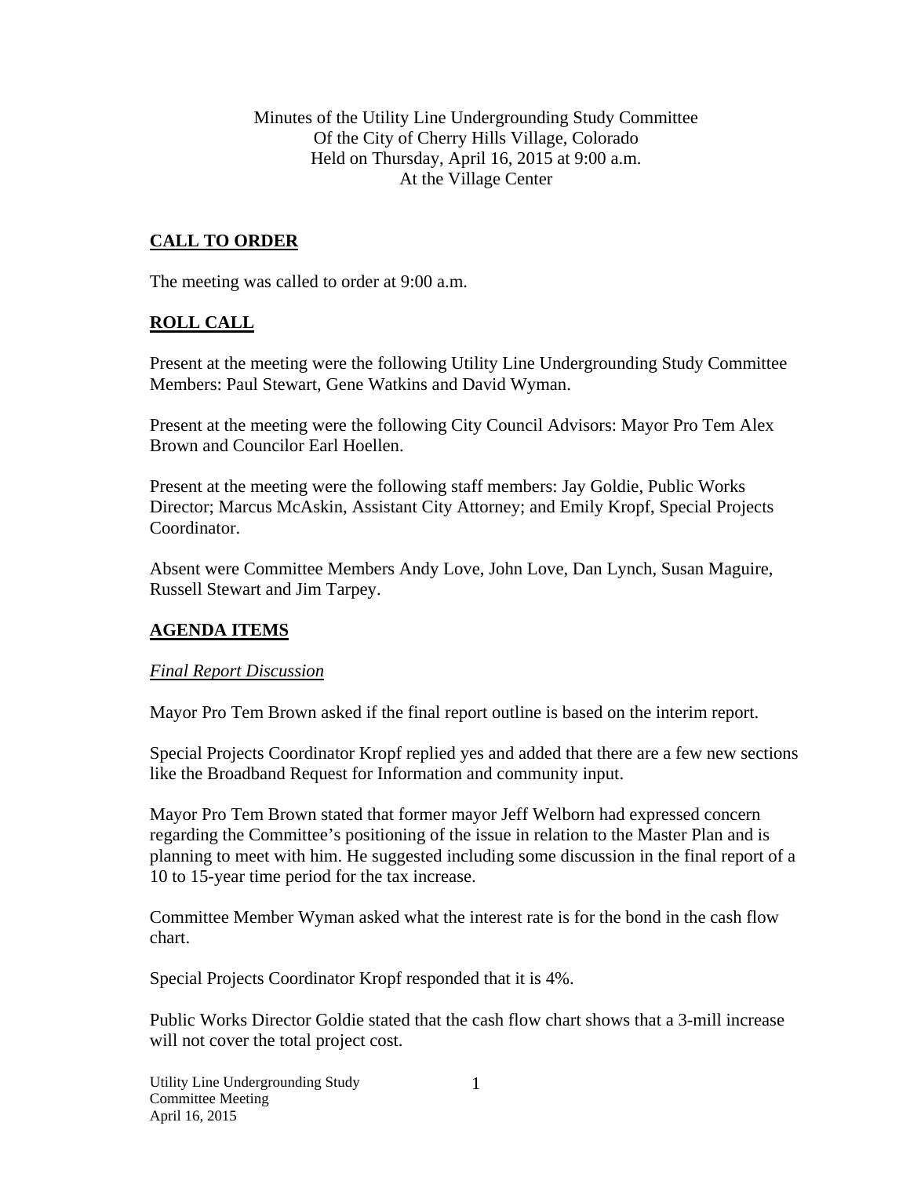Minutes of the Utility Line Undergrounding Study Committee
Of the City of Cherry Hills Village, Colorado
Held on Thursday, April 16, 2015 at 9:00 a.m.
At the Village Center

## CALL TO ORDER

The meeting was called to order at 9:00 a.m.

## ROLL CALL

Present at the meeting were the following Utility Line Undergrounding Study Committee Members: Paul Stewart, Gene Watkins and David Wyman.

Present at the meeting were the following City Council Advisors: Mayor Pro Tem Alex Brown and Councilor Earl Hoellen.

Present at the meeting were the following staff members: Jay Goldie, Public Works Director; Marcus McAskin, Assistant City Attorney; and Emily Kropf, Special Projects Coordinator.

Absent were Committee Members Andy Love, John Love, Dan Lynch, Susan Maguire, Russell Stewart and Jim Tarpey.

## AGENDA ITEMS

### *Final Report Discussion*

Mayor Pro Tem Brown asked if the final report outline is based on the interim report.

Special Projects Coordinator Kropf replied yes and added that there are a few new sections like the Broadband Request for Information and community input.

Mayor Pro Tem Brown stated that former mayor Jeff Welborn had expressed concern regarding the Committee's positioning of the issue in relation to the Master Plan and is planning to meet with him. He suggested including some discussion in the final report of a 10 to 15-year time period for the tax increase.

Committee Member Wyman asked what the interest rate is for the bond in the cash flow chart.

Special Projects Coordinator Kropf responded that it is 4%.

Public Works Director Goldie stated that the cash flow chart shows that a 3-mill increase will not cover the total project cost.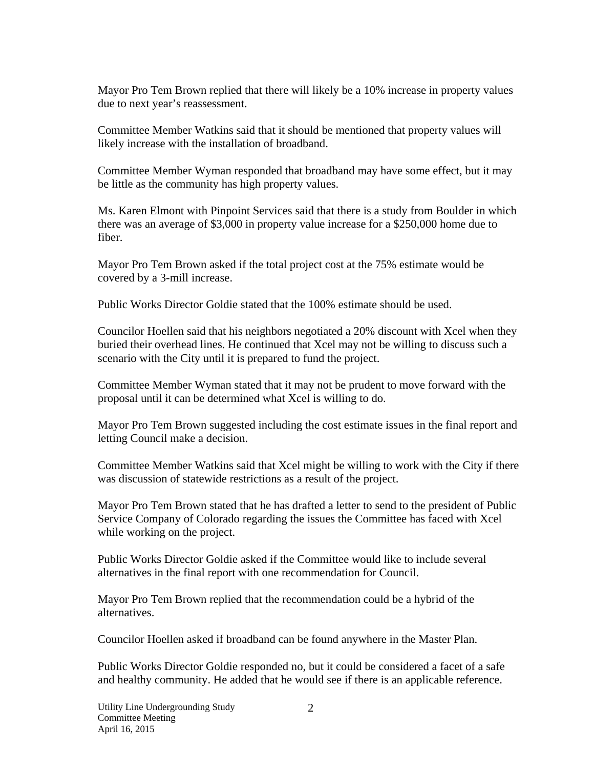Mayor Pro Tem Brown replied that there will likely be a 10% increase in property values due to next year's reassessment.

Committee Member Watkins said that it should be mentioned that property values will likely increase with the installation of broadband.

Committee Member Wyman responded that broadband may have some effect, but it may be little as the community has high property values.

Ms. Karen Elmont with Pinpoint Services said that there is a study from Boulder in which there was an average of $3,000 in property value increase for a $250,000 home due to fiber.

Mayor Pro Tem Brown asked if the total project cost at the 75% estimate would be covered by a 3-mill increase.

Public Works Director Goldie stated that the 100% estimate should be used.

Councilor Hoellen said that his neighbors negotiated a 20% discount with Xcel when they buried their overhead lines. He continued that Xcel may not be willing to discuss such a scenario with the City until it is prepared to fund the project.

Committee Member Wyman stated that it may not be prudent to move forward with the proposal until it can be determined what Xcel is willing to do.

Mayor Pro Tem Brown suggested including the cost estimate issues in the final report and letting Council make a decision.

Committee Member Watkins said that Xcel might be willing to work with the City if there was discussion of statewide restrictions as a result of the project.

Mayor Pro Tem Brown stated that he has drafted a letter to send to the president of Public Service Company of Colorado regarding the issues the Committee has faced with Xcel while working on the project.

Public Works Director Goldie asked if the Committee would like to include several alternatives in the final report with one recommendation for Council.

Mayor Pro Tem Brown replied that the recommendation could be a hybrid of the alternatives.

Councilor Hoellen asked if broadband can be found anywhere in the Master Plan.

Public Works Director Goldie responded no, but it could be considered a facet of a safe and healthy community. He added that he would see if there is an applicable reference.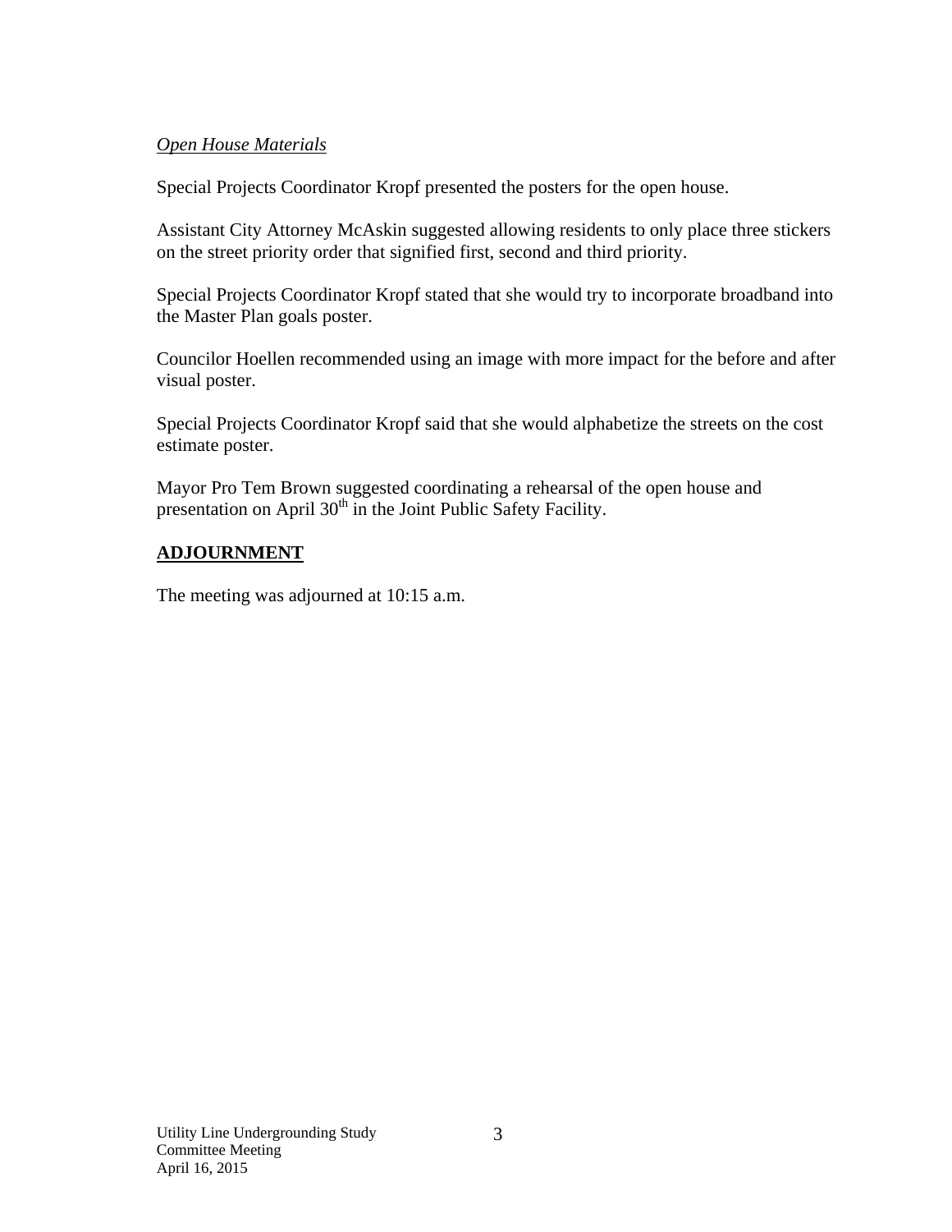*Open House Materials*

Special Projects Coordinator Kropf presented the posters for the open house.

Assistant City Attorney McAskin suggested allowing residents to only place three stickers on the street priority order that signified first, second and third priority.

Special Projects Coordinator Kropf stated that she would try to incorporate broadband into the Master Plan goals poster.

Councilor Hoellen recommended using an image with more impact for the before and after visual poster.

Special Projects Coordinator Kropf said that she would alphabetize the streets on the cost estimate poster.

Mayor Pro Tem Brown suggested coordinating a rehearsal of the open house and presentation on April 30th in the Joint Public Safety Facility.

## ADJOURNMENT

The meeting was adjourned at 10:15 a.m.